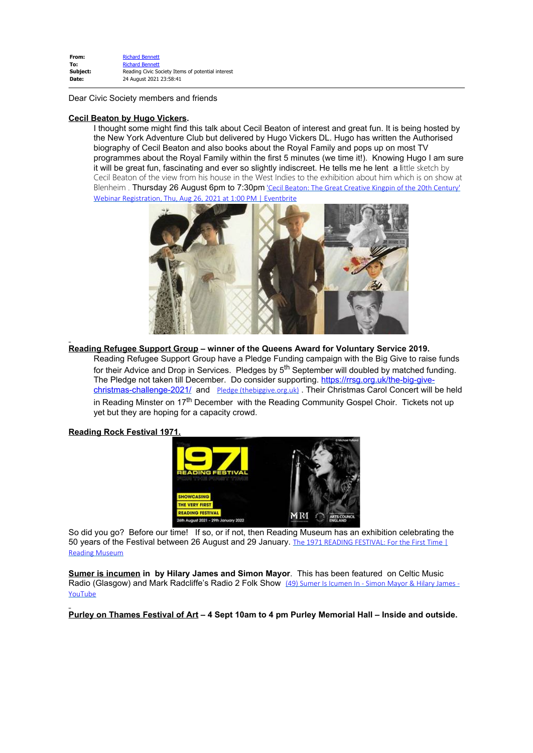**From:** Richard Bennett
**To:** Richard Bennett
**Subject:** Reading Civic Society Items of potential interest
**Date:** 24 August 2021 23:58:41

Dear Civic Society members and friends

**Cecil Beaton by Hugo Vickers.**

I thought some might find this talk about Cecil Beaton of interest and great fun. It is being hosted by the New York Adventure Club but delivered by Hugo Vickers DL. Hugo has written the Authorised biography of Cecil Beaton and also books about the Royal Family and pops up on most TV programmes about the Royal Family within the first 5 minutes (we time it!). Knowing Hugo I am sure it will be great fun, fascinating and ever so slightly indiscreet. He tells me he lent a little sketch by Cecil Beaton of the view from his house in the West Indies to the exhibition about him which is on show at Blenheim . Thursday 26 August 6pm to 7:30pm 'Cecil Beaton: The Great Creative Kingpin of the 20th Century' Webinar Registration, Thu, Aug 26, 2021 at 1:00 PM | Eventbrite

**Reading Refugee Support Group – winner of the Queens Award for Voluntary Service 2019.**

Reading Refugee Support Group have a Pledge Funding campaign with the Big Give to raise funds for their Advice and Drop in Services. Pledges by 5th September will doubled by matched funding. The Pledge not taken till December. Do consider supporting. https://rrsg.org.uk/the-big-give-christmas-challenge-2021/ and Pledge (thebiggive.org.uk) . Their Christmas Carol Concert will be held in Reading Minster on 17th December with the Reading Community Gospel Choir. Tickets not up yet but they are hoping for a capacity crowd.

**Reading Rock Festival 1971.**

So did you go? Before our time! If so, or if not, then Reading Museum has an exhibition celebrating the 50 years of the Festival between 26 August and 29 January. The 1971 READING FESTIVAL: For the First Time | Reading Museum

**Sumer is incumen in by Hilary James and Simon Mayor**. This has been featured on Celtic Music Radio (Glasgow) and Mark Radcliffe's Radio 2 Folk Show (49) Sumer Is Icumen In - Simon Mayor & Hilary James - YouTube

**Purley on Thames Festival of Art – 4 Sept 10am to 4 pm Purley Memorial Hall – Inside and outside.**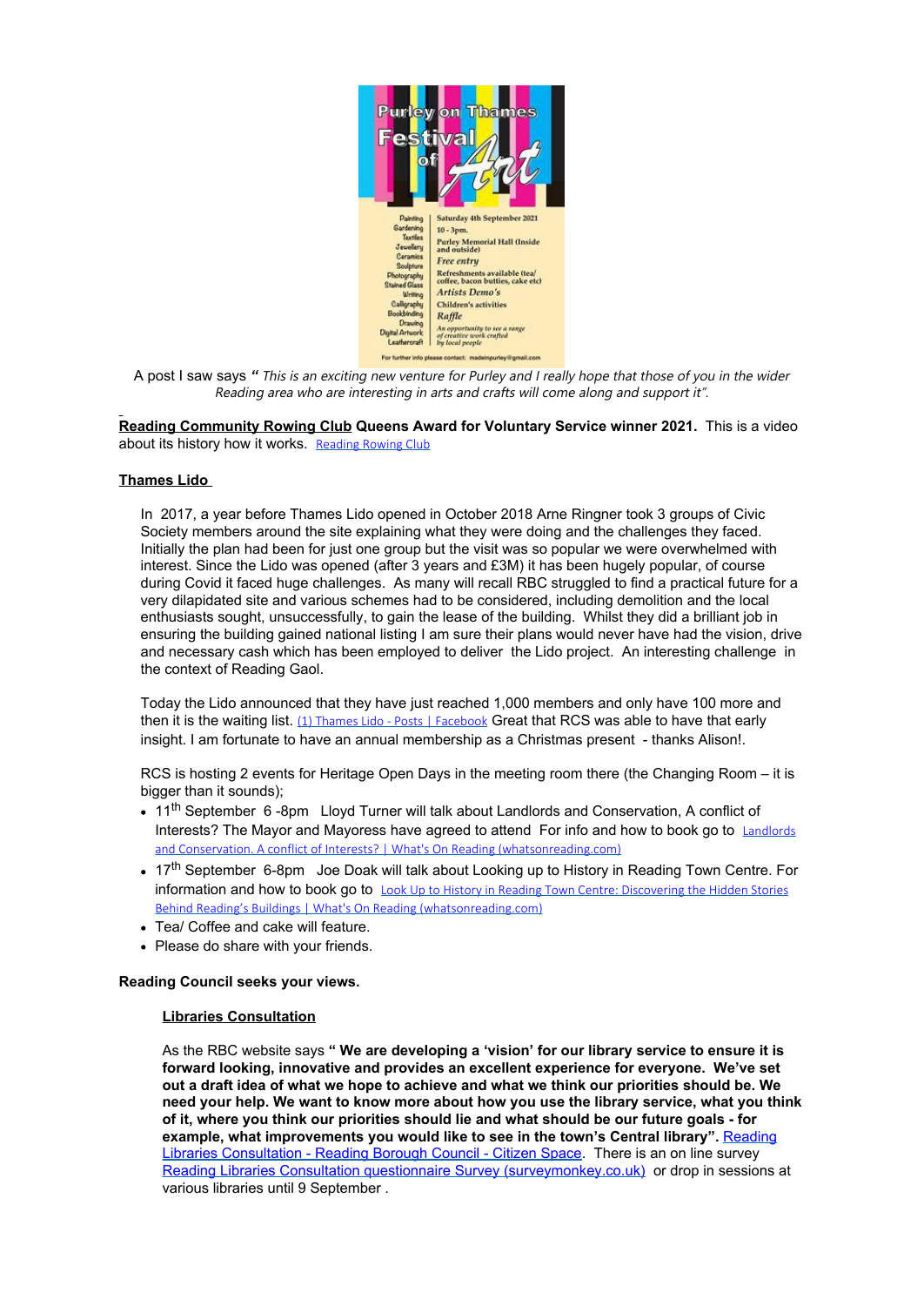A post I saw says " *This is an exciting new venture for Purley and I really hope that those of you in the wider Reading area who are interesting in arts and crafts will come along and support it".*

**Reading Community Rowing Club Queens Award for Voluntary Service winner 2021.** This is a video about its history how it works. Reading Rowing Club

**Thames Lido**

In 2017, a year before Thames Lido opened in October 2018 Arne Ringner took 3 groups of Civic Society members around the site explaining what they were doing and the challenges they faced. Initially the plan had been for just one group but the visit was so popular we were overwhelmed with interest. Since the Lido was opened (after 3 years and £3M) it has been hugely popular, of course during Covid it faced huge challenges. As many will recall RBC struggled to find a practical future for a very dilapidated site and various schemes had to be considered, including demolition and the local enthusiasts sought, unsuccessfully, to gain the lease of the building. Whilst they did a brilliant job in ensuring the building gained national listing I am sure their plans would never have had the vision, drive and necessary cash which has been employed to deliver the Lido project. An interesting challenge in the context of Reading Gaol.

Today the Lido announced that they have just reached 1,000 members and only have 100 more and then it is the waiting list. (1) Thames Lido - Posts | Facebook Great that RCS was able to have that early insight. I am fortunate to have an annual membership as a Christmas present - thanks Alison!.

RCS is hosting 2 events for Heritage Open Days in the meeting room there (the Changing Room – it is bigger than it sounds);

- 11th September 6 -8pm Lloyd Turner will talk about Landlords and Conservation, A conflict of Interests? The Mayor and Mayoress have agreed to attend For info and how to book go to Landlords and Conservation. A conflict of Interests? | What's On Reading (whatsonreading.com)
- 17th September 6-8pm Joe Doak will talk about Looking up to History in Reading Town Centre. For information and how to book go to Look Up to History in Reading Town Centre: Discovering the Hidden Stories Behind Reading's Buildings | What's On Reading (whatsonreading.com)
- Tea/ Coffee and cake will feature.
- Please do share with your friends.

**Reading Council seeks your views.**

**Libraries Consultation**

As the RBC website says **" We are developing a 'vision' for our library service to ensure it is forward looking, innovative and provides an excellent experience for everyone. We've set out a draft idea of what we hope to achieve and what we think our priorities should be. We need your help. We want to know more about how you use the library service, what you think of it, where you think our priorities should lie and what should be our future goals - for example, what improvements you would like to see in the town's Central library".** Reading Libraries Consultation - Reading Borough Council - Citizen Space. There is an on line survey Reading Libraries Consultation questionnaire Survey (surveymonkey.co.uk) or drop in sessions at various libraries until 9 September .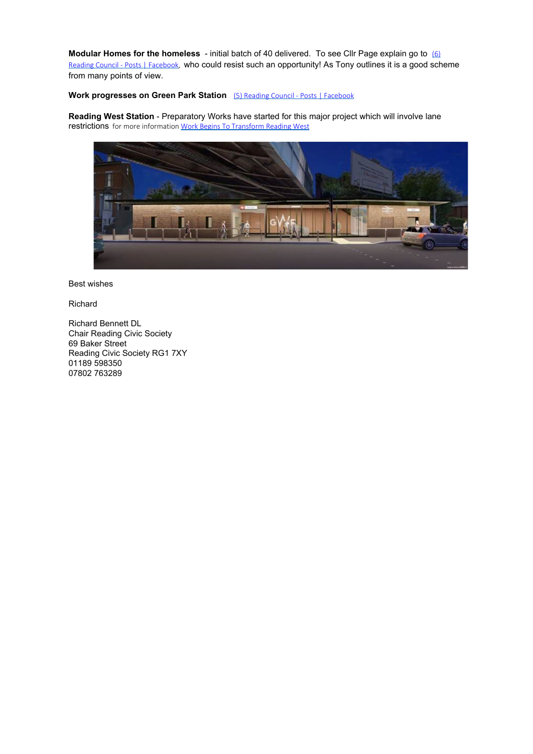**Modular Homes for the homeless** - initial batch of 40 delivered. To see Cllr Page explain go to (6) Reading Council - Posts | Facebook, who could resist such an opportunity! As Tony outlines it is a good scheme from many points of view.

**Work progresses on Green Park Station** (5) Reading Council - Posts | Facebook

**Reading West Station** - Preparatory Works have started for this major project which will involve lane restrictions for more information Work Begins To Transform Reading West

Best wishes

Richard

Richard Bennett DL
Chair Reading Civic Society
69 Baker Street
Reading Civic Society RG1 7XY
01189 598350
07802 763289